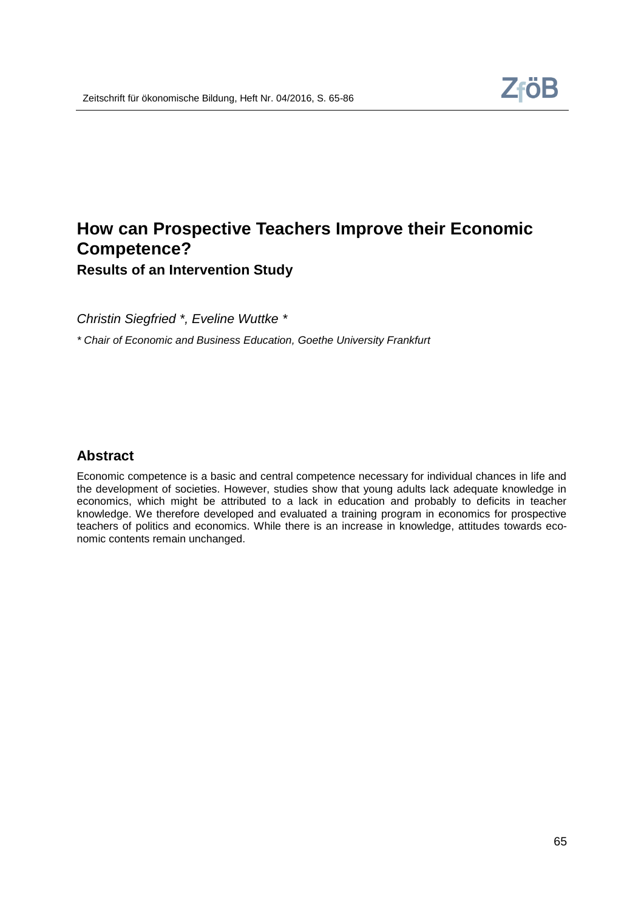# How can Prospective Teachers Improve their Economic Competence?

## Results of an Intervention Study

*Christin Siegfried \*, Eveline Wuttke \**

*\* Chair of Economic and Business Education, Goethe University Frankfurt*

## Abstract

Economic competence is a basic and central competence necessary for individual chances in life and the development of societies. However, studies show that young adults lack adequate knowledge in economics, which might be attributed to a lack in education and probably to deficits in teacher knowledge. We therefore developed and evaluated a training program in economics for prospective teachers of politics and economics. While there is an increase in knowledge, attitudes towards economic contents remain unchanged.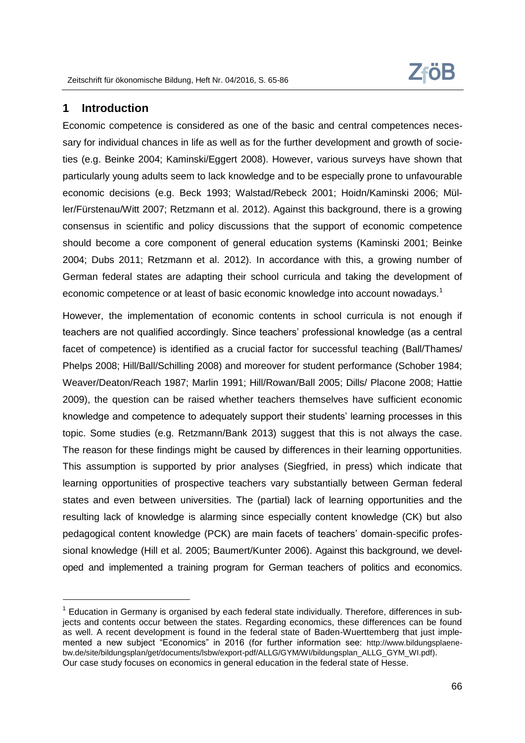## 1 Introduction

Economic competence is considered as one of the basic and central competences necessary for individual chances in life as well as for the further development and growth of societies (e.g. Beinke 2004; Kaminski/Eggert 2008). However, various surveys have shown that particularly young adults seem to lack knowledge and to be especially prone to unfavourable economic decisions (e.g. Beck 1993; Walstad/Rebeck 2001; Hoidn/Kaminski 2006; Müller/Fürstenau/Witt 2007; Retzmann et al. 2012). Against this background, there is a growing consensus in scientific and policy discussions that the support of economic competence should become a core component of general education systems (Kaminski 2001; Beinke 2004; Dubs 2011; Retzmann et al. 2012). In accordance with this, a growing number of German federal states are adapting their school curricula and taking the development of economic competence or at least of basic economic knowledge into account nowadays.[1]

However, the implementation of economic contents in school curricula is not enough if teachers are not qualified accordingly. Since teachers' professional knowledge (as a central facet of competence) is identified as a crucial factor for successful teaching (Ball/Thames/Phelps 2008; Hill/Ball/Schilling 2008) and moreover for student performance (Schober 1984; Weaver/Deaton/Reach 1987; Marlin 1991; Hill/Rowan/Ball 2005; Dills/ Placone 2008; Hattie 2009), the question can be raised whether teachers themselves have sufficient economic knowledge and competence to adequately support their students' learning processes in this topic. Some studies (e.g. Retzmann/Bank 2013) suggest that this is not always the case. The reason for these findings might be caused by differences in their learning opportunities. This assumption is supported by prior analyses (Siegfried, in press) which indicate that learning opportunities of prospective teachers vary substantially between German federal states and even between universities. The (partial) lack of learning opportunities and the resulting lack of knowledge is alarming since especially content knowledge (CK) but also pedagogical content knowledge (PCK) are main facets of teachers' domain-specific professional knowledge (Hill et al. 2005; Baumert/Kunter 2006). Against this background, we developed and implemented a training program for German teachers of politics and economics.

---

[1] Education in Germany is organised by each federal state individually. Therefore, differences in subjects and contents occur between the states. Regarding economics, these differences can be found as well. A recent development is found in the federal state of Baden-Wuerttemberg that just implemented a new subject "Economics" in 2016 (for further information see: http://www.bildungsplaene-bw.de/site/bildungsplan/get/documents/lsbw/export-pdf/ALLG/GYM/WI/bildungsplan_ALLG_GYM_WI.pdf). Our case study focuses on economics in general education in the federal state of Hesse.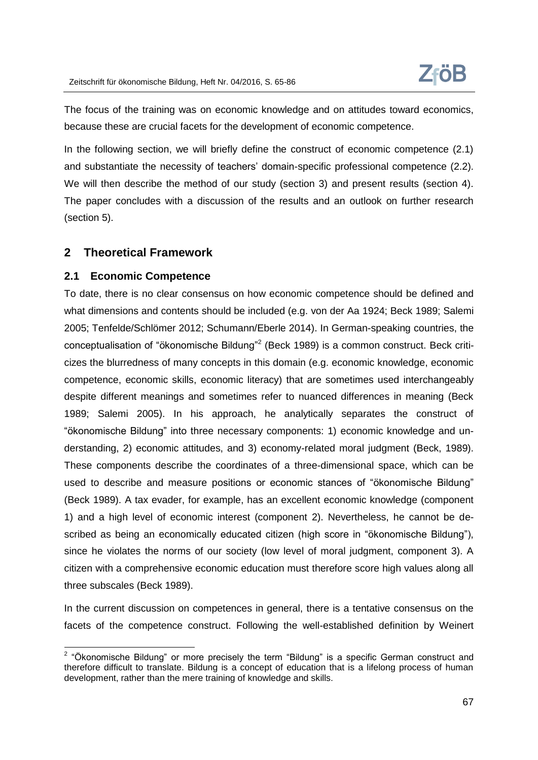The focus of the training was on economic knowledge and on attitudes toward economics, because these are crucial facets for the development of economic competence.

In the following section, we will briefly define the construct of economic competence (2.1) and substantiate the necessity of teachers' domain-specific professional competence (2.2). We will then describe the method of our study (section 3) and present results (section 4). The paper concludes with a discussion of the results and an outlook on further research (section 5).

## 2 Theoretical Framework

### 2.1 Economic Competence

To date, there is no clear consensus on how economic competence should be defined and what dimensions and contents should be included (e.g. von der Aa 1924; Beck 1989; Salemi 2005; Tenfelde/Schlömer 2012; Schumann/Eberle 2014). In German-speaking countries, the conceptualisation of "ökonomische Bildung"[2] (Beck 1989) is a common construct. Beck criticizes the blurredness of many concepts in this domain (e.g. economic knowledge, economic competence, economic skills, economic literacy) that are sometimes used interchangeably despite different meanings and sometimes refer to nuanced differences in meaning (Beck 1989; Salemi 2005). In his approach, he analytically separates the construct of "ökonomische Bildung" into three necessary components: 1) economic knowledge and understanding, 2) economic attitudes, and 3) economy-related moral judgment (Beck, 1989). These components describe the coordinates of a three-dimensional space, which can be used to describe and measure positions or economic stances of "ökonomische Bildung" (Beck 1989). A tax evader, for example, has an excellent economic knowledge (component 1) and a high level of economic interest (component 2). Nevertheless, he cannot be described as being an economically educated citizen (high score in "ökonomische Bildung"), since he violates the norms of our society (low level of moral judgment, component 3). A citizen with a comprehensive economic education must therefore score high values along all three subscales (Beck 1989).

In the current discussion on competences in general, there is a tentative consensus on the facets of the competence construct. Following the well-established definition by Weinert

[2] "Ökonomische Bildung" or more precisely the term "Bildung" is a specific German construct and therefore difficult to translate. Bildung is a concept of education that is a lifelong process of human development, rather than the mere training of knowledge and skills.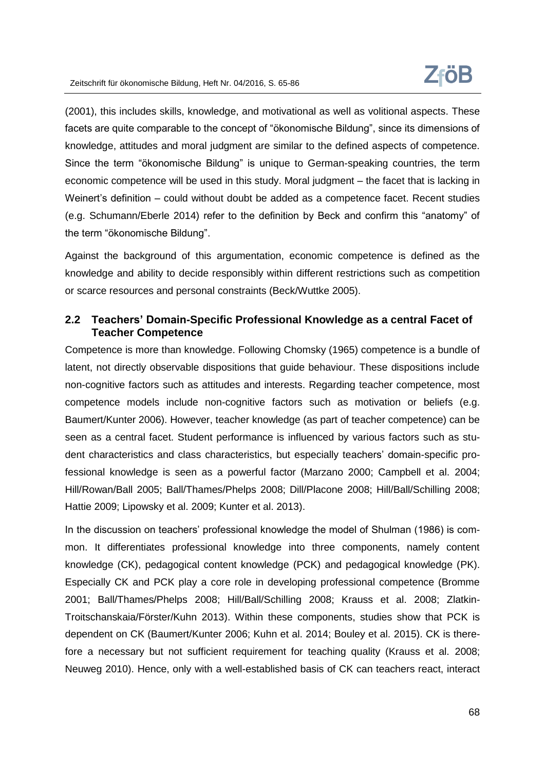(2001), this includes skills, knowledge, and motivational as well as volitional aspects. These facets are quite comparable to the concept of "ökonomische Bildung", since its dimensions of knowledge, attitudes and moral judgment are similar to the defined aspects of competence. Since the term "ökonomische Bildung" is unique to German-speaking countries, the term economic competence will be used in this study. Moral judgment – the facet that is lacking in Weinert's definition – could without doubt be added as a competence facet. Recent studies (e.g. Schumann/Eberle 2014) refer to the definition by Beck and confirm this "anatomy" of the term "ökonomische Bildung".

Against the background of this argumentation, economic competence is defined as the knowledge and ability to decide responsibly within different restrictions such as competition or scarce resources and personal constraints (Beck/Wuttke 2005).

## 2.2 Teachers' Domain-Specific Professional Knowledge as a central Facet of Teacher Competence

Competence is more than knowledge. Following Chomsky (1965) competence is a bundle of latent, not directly observable dispositions that guide behaviour. These dispositions include non-cognitive factors such as attitudes and interests. Regarding teacher competence, most competence models include non-cognitive factors such as motivation or beliefs (e.g. Baumert/Kunter 2006). However, teacher knowledge (as part of teacher competence) can be seen as a central facet. Student performance is influenced by various factors such as student characteristics and class characteristics, but especially teachers' domain-specific professional knowledge is seen as a powerful factor (Marzano 2000; Campbell et al. 2004; Hill/Rowan/Ball 2005; Ball/Thames/Phelps 2008; Dill/Placone 2008; Hill/Ball/Schilling 2008; Hattie 2009; Lipowsky et al. 2009; Kunter et al. 2013).

In the discussion on teachers' professional knowledge the model of Shulman (1986) is common. It differentiates professional knowledge into three components, namely content knowledge (CK), pedagogical content knowledge (PCK) and pedagogical knowledge (PK). Especially CK and PCK play a core role in developing professional competence (Bromme 2001; Ball/Thames/Phelps 2008; Hill/Ball/Schilling 2008; Krauss et al. 2008; Zlatkin-Troitschanskaia/Förster/Kuhn 2013). Within these components, studies show that PCK is dependent on CK (Baumert/Kunter 2006; Kuhn et al. 2014; Bouley et al. 2015). CK is therefore a necessary but not sufficient requirement for teaching quality (Krauss et al. 2008; Neuweg 2010). Hence, only with a well-established basis of CK can teachers react, interact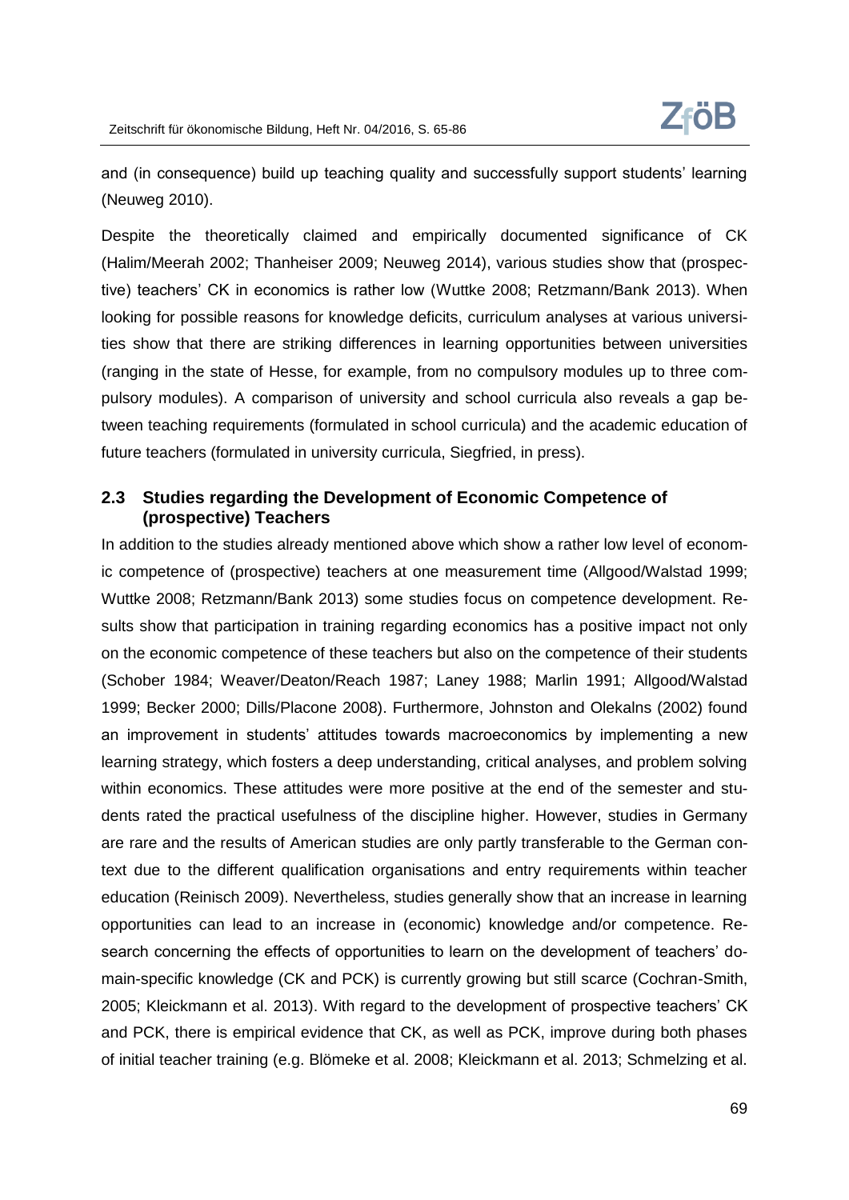and (in consequence) build up teaching quality and successfully support students' learning (Neuweg 2010).

Despite the theoretically claimed and empirically documented significance of CK (Halim/Meerah 2002; Thanheiser 2009; Neuweg 2014), various studies show that (prospective) teachers' CK in economics is rather low (Wuttke 2008; Retzmann/Bank 2013). When looking for possible reasons for knowledge deficits, curriculum analyses at various universities show that there are striking differences in learning opportunities between universities (ranging in the state of Hesse, for example, from no compulsory modules up to three compulsory modules). A comparison of university and school curricula also reveals a gap between teaching requirements (formulated in school curricula) and the academic education of future teachers (formulated in university curricula, Siegfried, in press).

### 2.3 Studies regarding the Development of Economic Competence of (prospective) Teachers

In addition to the studies already mentioned above which show a rather low level of economic competence of (prospective) teachers at one measurement time (Allgood/Walstad 1999; Wuttke 2008; Retzmann/Bank 2013) some studies focus on competence development. Results show that participation in training regarding economics has a positive impact not only on the economic competence of these teachers but also on the competence of their students (Schober 1984; Weaver/Deaton/Reach 1987; Laney 1988; Marlin 1991; Allgood/Walstad 1999; Becker 2000; Dills/Placone 2008). Furthermore, Johnston and Olekalns (2002) found an improvement in students' attitudes towards macroeconomics by implementing a new learning strategy, which fosters a deep understanding, critical analyses, and problem solving within economics. These attitudes were more positive at the end of the semester and students rated the practical usefulness of the discipline higher. However, studies in Germany are rare and the results of American studies are only partly transferable to the German context due to the different qualification organisations and entry requirements within teacher education (Reinisch 2009). Nevertheless, studies generally show that an increase in learning opportunities can lead to an increase in (economic) knowledge and/or competence. Research concerning the effects of opportunities to learn on the development of teachers' domain-specific knowledge (CK and PCK) is currently growing but still scarce (Cochran-Smith, 2005; Kleickmann et al. 2013). With regard to the development of prospective teachers' CK and PCK, there is empirical evidence that CK, as well as PCK, improve during both phases of initial teacher training (e.g. Blömeke et al. 2008; Kleickmann et al. 2013; Schmelzing et al.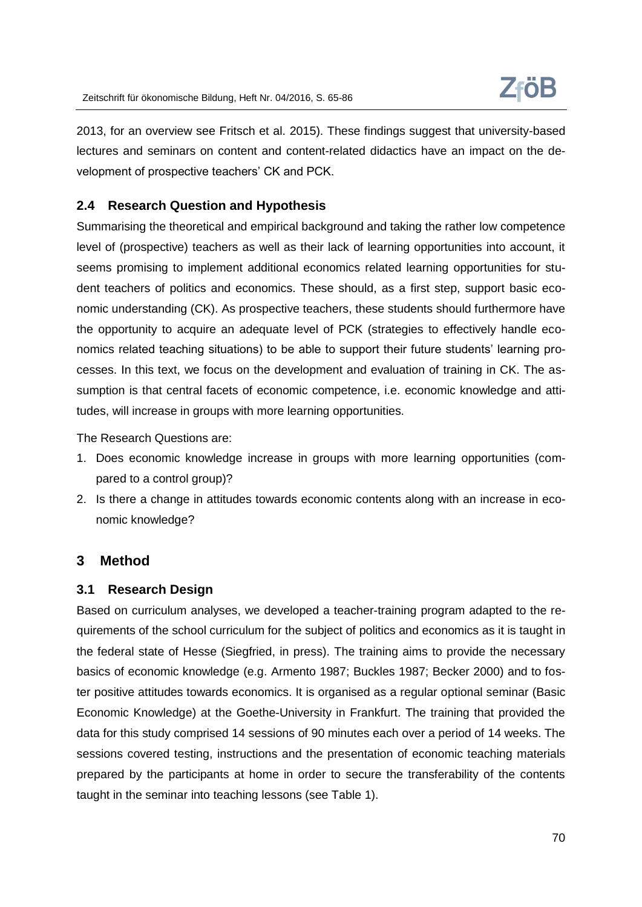2013, for an overview see Fritsch et al. 2015). These findings suggest that university-based lectures and seminars on content and content-related didactics have an impact on the development of prospective teachers' CK and PCK.

### 2.4 Research Question and Hypothesis

Summarising the theoretical and empirical background and taking the rather low competence level of (prospective) teachers as well as their lack of learning opportunities into account, it seems promising to implement additional economics related learning opportunities for student teachers of politics and economics. These should, as a first step, support basic economic understanding (CK). As prospective teachers, these students should furthermore have the opportunity to acquire an adequate level of PCK (strategies to effectively handle economics related teaching situations) to be able to support their future students' learning processes. In this text, we focus on the development and evaluation of training in CK. The assumption is that central facets of economic competence, i.e. economic knowledge and attitudes, will increase in groups with more learning opportunities.

The Research Questions are:

1. Does economic knowledge increase in groups with more learning opportunities (compared to a control group)?
2. Is there a change in attitudes towards economic contents along with an increase in economic knowledge?

## 3 Method

### 3.1 Research Design

Based on curriculum analyses, we developed a teacher-training program adapted to the requirements of the school curriculum for the subject of politics and economics as it is taught in the federal state of Hesse (Siegfried, in press). The training aims to provide the necessary basics of economic knowledge (e.g. Armento 1987; Buckles 1987; Becker 2000) and to foster positive attitudes towards economics. It is organised as a regular optional seminar (Basic Economic Knowledge) at the Goethe-University in Frankfurt. The training that provided the data for this study comprised 14 sessions of 90 minutes each over a period of 14 weeks. The sessions covered testing, instructions and the presentation of economic teaching materials prepared by the participants at home in order to secure the transferability of the contents taught in the seminar into teaching lessons (see Table 1).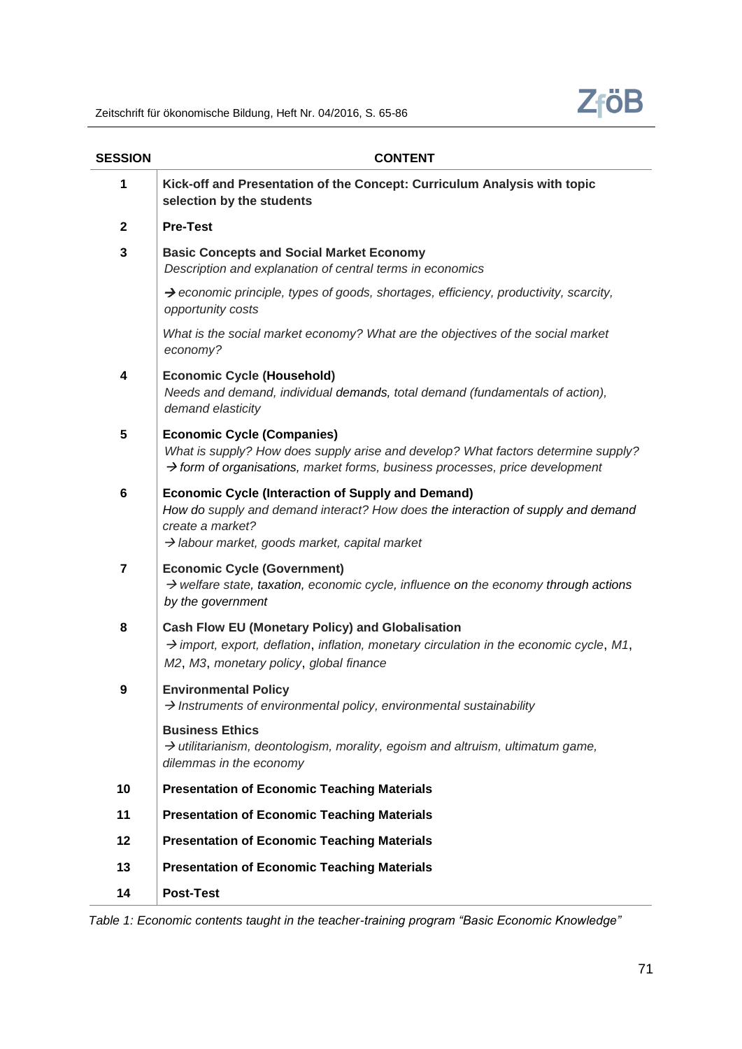| SESSION | CONTENT |
|---|---|
| 1 | **Kick-off and Presentation of the Concept: Curriculum Analysis with topic selection by the students** |
| 2 | **Pre-Test** |
| 3 | **Basic Concepts and Social Market Economy**<br>*Description and explanation of central terms in economics*<br>*→ economic principle, types of goods, shortages, efficiency, productivity, scarcity, opportunity costs*<br>*What is the social market economy? What are the objectives of the social market economy?* |
| 4 | **Economic Cycle (Household)**<br>*Needs and demand, individual demands, total demand (fundamentals of action), demand elasticity* |
| 5 | **Economic Cycle (Companies)**<br>*What is supply? How does supply arise and develop? What factors determine supply?*<br>*→ form of organisations, market forms, business processes, price development* |
| 6 | **Economic Cycle (Interaction of Supply and Demand)**<br>*How do supply and demand interact? How does the interaction of supply and demand create a market?*<br>*→ labour market, goods market, capital market* |
| 7 | **Economic Cycle (Government)**<br>*→ welfare state, taxation, economic cycle, influence on the economy through actions by the government* |
| 8 | **Cash Flow EU (Monetary Policy) and Globalisation**<br>*→ import, export, deflation, inflation, monetary circulation in the economic cycle, M1, M2, M3, monetary policy, global finance* |
| 9 | **Environmental Policy**<br>*→ Instruments of environmental policy, environmental sustainability*<br>**Business Ethics**<br>*→ utilitarianism, deontologism, morality, egoism and altruism, ultimatum game, dilemmas in the economy* |
| 10 | **Presentation of Economic Teaching Materials** |
| 11 | **Presentation of Economic Teaching Materials** |
| 12 | **Presentation of Economic Teaching Materials** |
| 13 | **Presentation of Economic Teaching Materials** |
| 14 | **Post-Test** |

*Table 1: Economic contents taught in the teacher-training program "Basic Economic Knowledge"*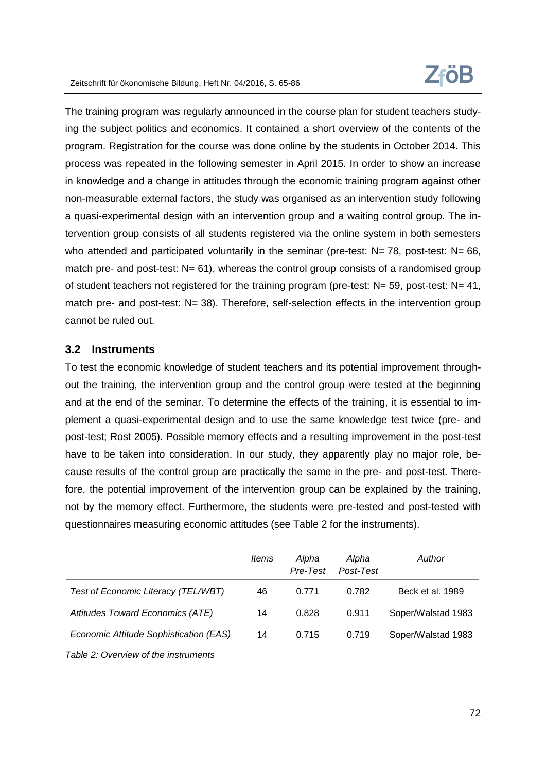The training program was regularly announced in the course plan for student teachers studying the subject politics and economics. It contained a short overview of the contents of the program. Registration for the course was done online by the students in October 2014. This process was repeated in the following semester in April 2015. In order to show an increase in knowledge and a change in attitudes through the economic training program against other non-measurable external factors, the study was organised as an intervention study following a quasi-experimental design with an intervention group and a waiting control group. The intervention group consists of all students registered via the online system in both semesters who attended and participated voluntarily in the seminar (pre-test: N= 78, post-test: N= 66, match pre- and post-test: N= 61), whereas the control group consists of a randomised group of student teachers not registered for the training program (pre-test: N= 59, post-test: N= 41, match pre- and post-test: N= 38). Therefore, self-selection effects in the intervention group cannot be ruled out.

### 3.2 Instruments

To test the economic knowledge of student teachers and its potential improvement throughout the training, the intervention group and the control group were tested at the beginning and at the end of the seminar. To determine the effects of the training, it is essential to implement a quasi-experimental design and to use the same knowledge test twice (pre- and post-test; Rost 2005). Possible memory effects and a resulting improvement in the post-test have to be taken into consideration. In our study, they apparently play no major role, because results of the control group are practically the same in the pre- and post-test. Therefore, the potential improvement of the intervention group can be explained by the training, not by the memory effect. Furthermore, the students were pre-tested and post-tested with questionnaires measuring economic attitudes (see Table 2 for the instruments).

| | *Items* | *Alpha Pre-Test* | *Alpha Post-Test* | *Author* |
|---|---|---|---|---|
| *Test of Economic Literacy (TEL/WBT)* | 46 | 0.771 | 0.782 | Beck et al. 1989 |
| *Attitudes Toward Economics (ATE)* | 14 | 0.828 | 0.911 | Soper/Walstad 1983 |
| *Economic Attitude Sophistication (EAS)* | 14 | 0.715 | 0.719 | Soper/Walstad 1983 |

*Table 2: Overview of the instruments*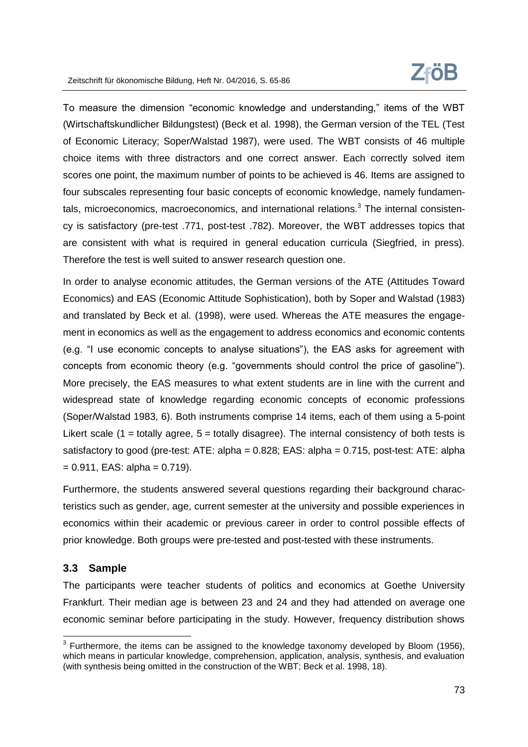To measure the dimension “economic knowledge and understanding,” items of the WBT (Wirtschaftskundlicher Bildungstest) (Beck et al. 1998), the German version of the TEL (Test of Economic Literacy; Soper/Walstad 1987), were used. The WBT consists of 46 multiple choice items with three distractors and one correct answer. Each correctly solved item scores one point, the maximum number of points to be achieved is 46. Items are assigned to four subscales representing four basic concepts of economic knowledge, namely fundamentals, microeconomics, macroeconomics, and international relations.[3] The internal consistency is satisfactory (pre-test .771, post-test .782). Moreover, the WBT addresses topics that are consistent with what is required in general education curricula (Siegfried, in press). Therefore the test is well suited to answer research question one.

In order to analyse economic attitudes, the German versions of the ATE (Attitudes Toward Economics) and EAS (Economic Attitude Sophistication), both by Soper and Walstad (1983) and translated by Beck et al. (1998), were used. Whereas the ATE measures the engagement in economics as well as the engagement to address economics and economic contents (e.g. “I use economic concepts to analyse situations”), the EAS asks for agreement with concepts from economic theory (e.g. “governments should control the price of gasoline”). More precisely, the EAS measures to what extent students are in line with the current and widespread state of knowledge regarding economic concepts of economic professions (Soper/Walstad 1983, 6). Both instruments comprise 14 items, each of them using a 5-point Likert scale (1 = totally agree, 5 = totally disagree). The internal consistency of both tests is satisfactory to good (pre-test: ATE: alpha = 0.828; EAS: alpha = 0.715, post-test: ATE: alpha = 0.911, EAS: alpha = 0.719).

Furthermore, the students answered several questions regarding their background characteristics such as gender, age, current semester at the university and possible experiences in economics within their academic or previous career in order to control possible effects of prior knowledge. Both groups were pre-tested and post-tested with these instruments.

### 3.3 Sample

The participants were teacher students of politics and economics at Goethe University Frankfurt. Their median age is between 23 and 24 and they had attended on average one economic seminar before participating in the study. However, frequency distribution shows

---

[3] Furthermore, the items can be assigned to the knowledge taxonomy developed by Bloom (1956), which means in particular knowledge, comprehension, application, analysis, synthesis, and evaluation (with synthesis being omitted in the construction of the WBT; Beck et al. 1998, 18).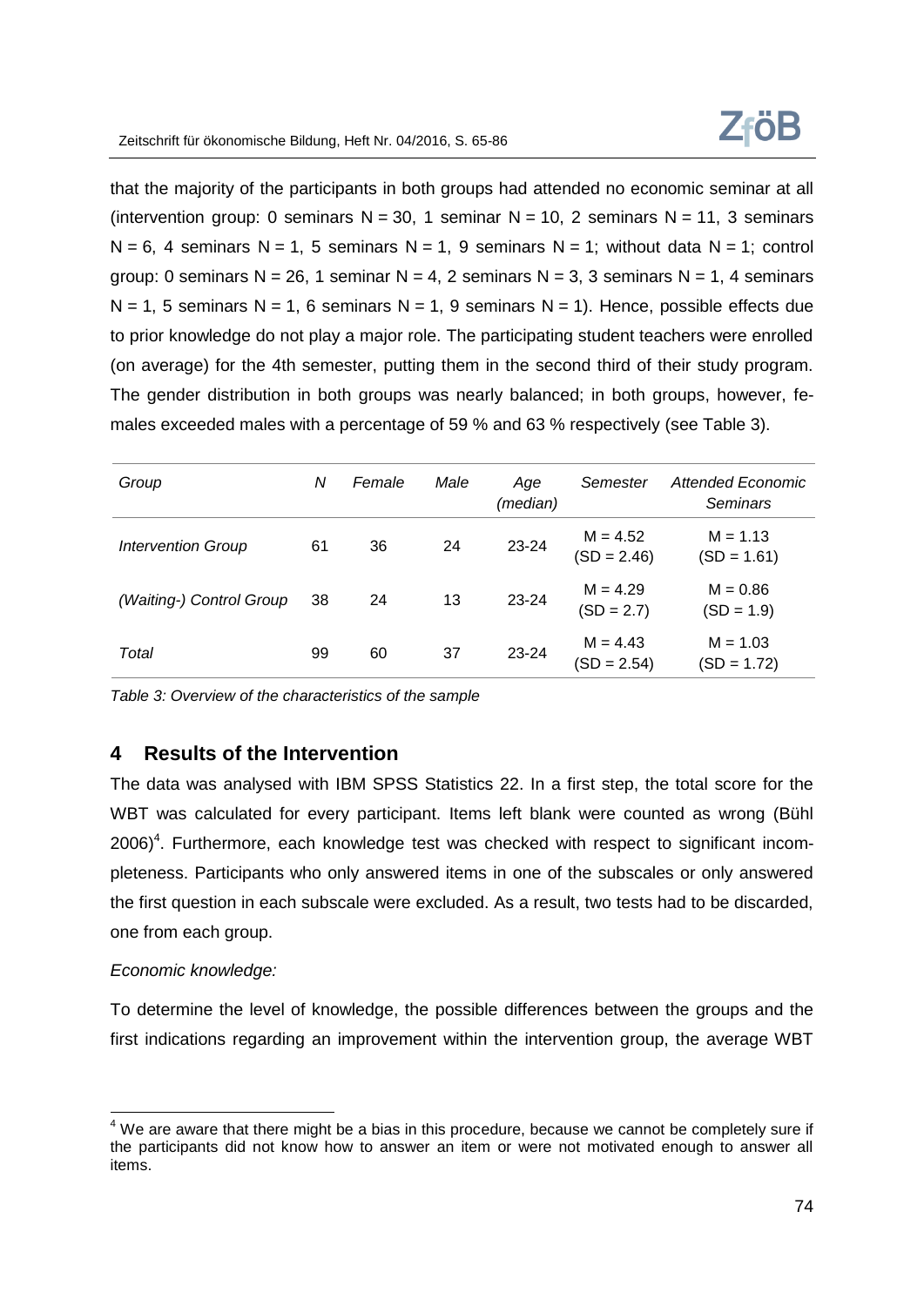that the majority of the participants in both groups had attended no economic seminar at all (intervention group: 0 seminars N = 30, 1 seminar N = 10, 2 seminars N = 11, 3 seminars N = 6, 4 seminars N = 1, 5 seminars N = 1, 9 seminars N = 1; without data N = 1; control group: 0 seminars N = 26, 1 seminar N = 4, 2 seminars N = 3, 3 seminars N = 1, 4 seminars N = 1, 5 seminars N = 1, 6 seminars N = 1, 9 seminars N = 1). Hence, possible effects due to prior knowledge do not play a major role. The participating student teachers were enrolled (on average) for the 4th semester, putting them in the second third of their study program. The gender distribution in both groups was nearly balanced; in both groups, however, females exceeded males with a percentage of 59 % and 63 % respectively (see Table 3).

| *Group* | *N* | *Female* | *Male* | *Age (median)* | *Semester* | *Attended Economic Seminars* |
|---|---|---|---|---|---|---|
| *Intervention Group* | 61 | 36 | 24 | 23-24 | M = 4.52 (SD = 2.46) | M = 1.13 (SD = 1.61) |
| *(Waiting-) Control Group* | 38 | 24 | 13 | 23-24 | M = 4.29 (SD = 2.7) | M = 0.86 (SD = 1.9) |
| *Total* | 99 | 60 | 37 | 23-24 | M = 4.43 (SD = 2.54) | M = 1.03 (SD = 1.72) |

*Table 3: Overview of the characteristics of the sample*

## 4 Results of the Intervention

The data was analysed with IBM SPSS Statistics 22. In a first step, the total score for the WBT was calculated for every participant. Items left blank were counted as wrong (Bühl 2006)[4]. Furthermore, each knowledge test was checked with respect to significant incompleteness. Participants who only answered items in one of the subscales or only answered the first question in each subscale were excluded. As a result, two tests had to be discarded, one from each group.

*Economic knowledge:*

To determine the level of knowledge, the possible differences between the groups and the first indications regarding an improvement within the intervention group, the average WBT

[4] We are aware that there might be a bias in this procedure, because we cannot be completely sure if the participants did not know how to answer an item or were not motivated enough to answer all items.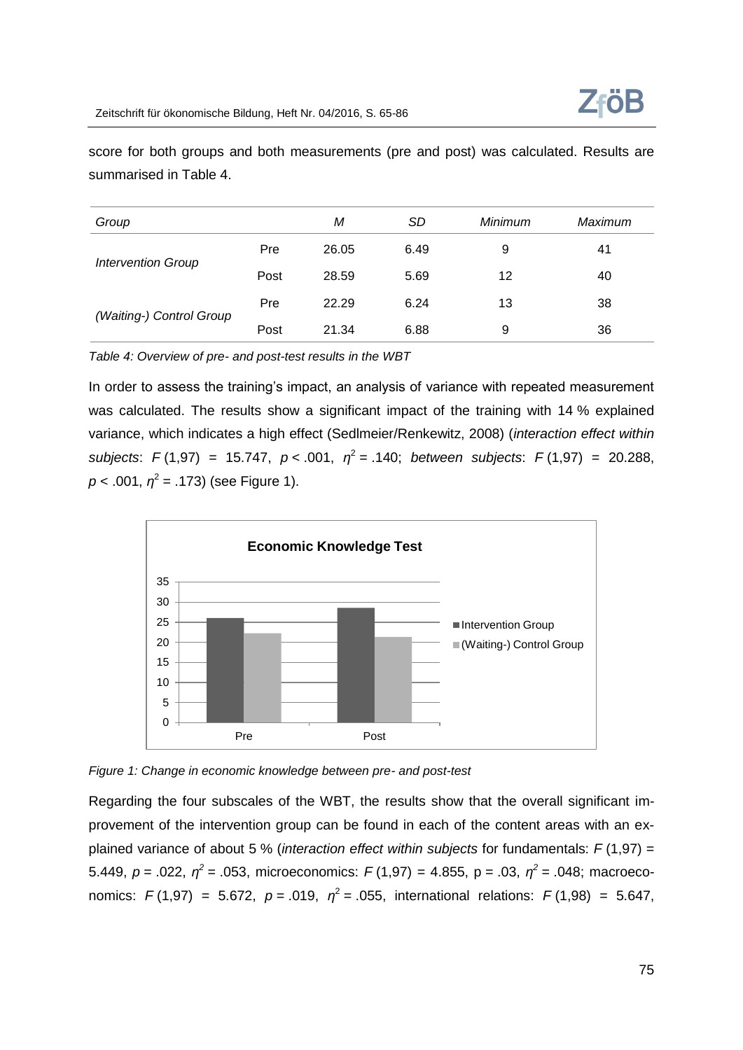score for both groups and both measurements (pre and post) was calculated. Results are summarised in Table 4.

| *Group* | | *M* | *SD* | *Minimum* | *Maximum* |
|---|---|---|---|---|---|
| *Intervention Group* | Pre | 26.05 | 6.49 | 9 | 41 |
| | Post | 28.59 | 5.69 | 12 | 40 |
| *(Waiting-) Control Group* | Pre | 22.29 | 6.24 | 13 | 38 |
| | Post | 21.34 | 6.88 | 9 | 36 |

*Table 4: Overview of pre- and post-test results in the WBT*

In order to assess the training's impact, an analysis of variance with repeated measurement was calculated. The results show a significant impact of the training with 14 % explained variance, which indicates a high effect (Sedlmeier/Renkewitz, 2008) (*interaction effect within subjects*: $F\,(1,97) = 15.747$, $p < .001$, $\eta^2 = .140$; *between subjects*: $F\,(1,97) = 20.288$, $p < .001$, $\eta^2 = .173$) (see Figure 1).

*Figure 1: Change in economic knowledge between pre- and post-test*

Regarding the four subscales of the WBT, the results show that the overall significant improvement of the intervention group can be found in each of the content areas with an explained variance of about 5 % (*interaction effect within subjects* for fundamentals: $F\,(1,97) = 5.449$, $p = .022$, $\eta^2 = .053$, microeconomics: $F\,(1,97) = 4.855$, $p = .03$, $\eta^2 = .048$; macroeconomics: $F\,(1,97) = 5.672$, $p = .019$, $\eta^2 = .055$, international relations: $F\,(1,98) = 5.647$,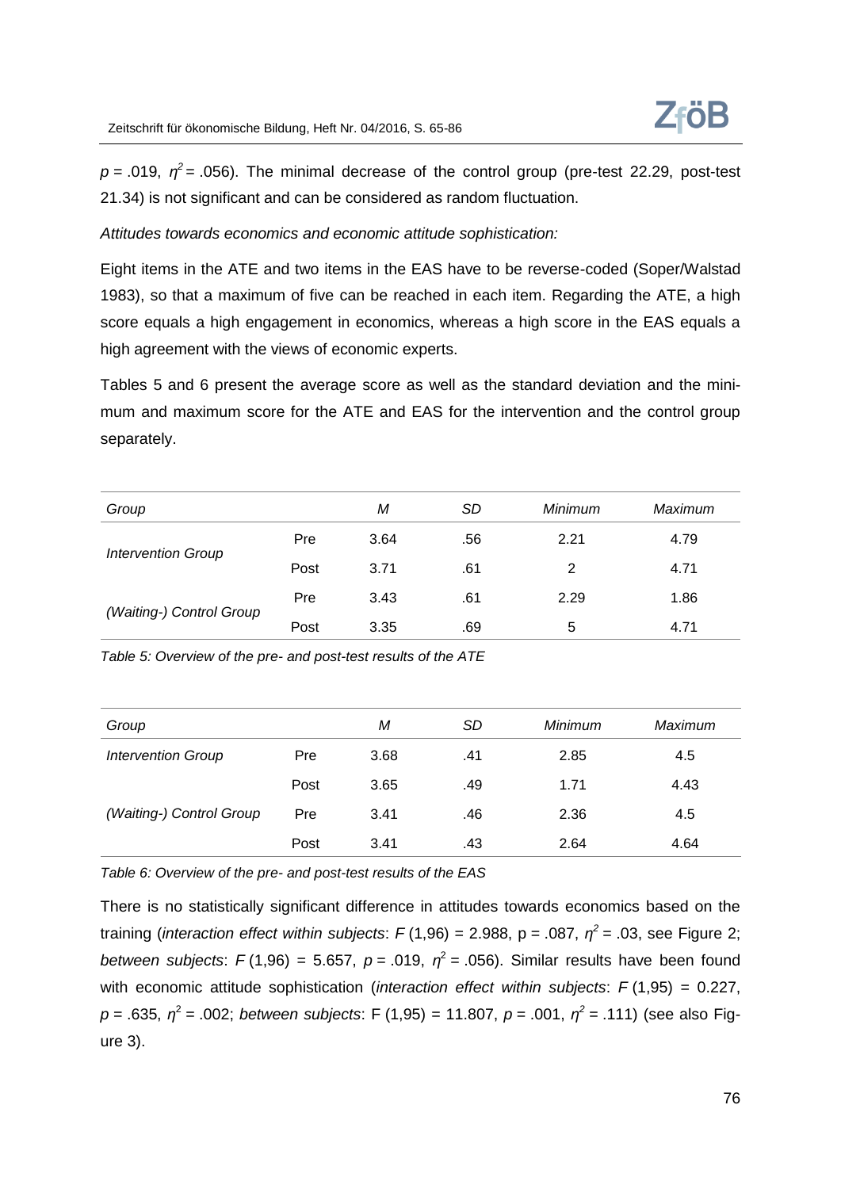$p$ = .019, $\eta^2$ = .056). The minimal decrease of the control group (pre-test 22.29, post-test 21.34) is not significant and can be considered as random fluctuation.

*Attitudes towards economics and economic attitude sophistication:*

Eight items in the ATE and two items in the EAS have to be reverse-coded (Soper/Walstad 1983), so that a maximum of five can be reached in each item. Regarding the ATE, a high score equals a high engagement in economics, whereas a high score in the EAS equals a high agreement with the views of economic experts.

Tables 5 and 6 present the average score as well as the standard deviation and the minimum and maximum score for the ATE and EAS for the intervention and the control group separately.

| *Group* | | *M* | *SD* | *Minimum* | *Maximum* |
|---|---|---|---|---|---|
| *Intervention Group* | Pre | 3.64 | .56 | 2.21 | 4.79 |
| | Post | 3.71 | .61 | 2 | 4.71 |
| *(Waiting-) Control Group* | Pre | 3.43 | .61 | 2.29 | 1.86 |
| | Post | 3.35 | .69 | 5 | 4.71 |

*Table 5: Overview of the pre- and post-test results of the ATE*

| *Group* | | *M* | *SD* | *Minimum* | *Maximum* |
|---|---|---|---|---|---|
| *Intervention Group* | Pre | 3.68 | .41 | 2.85 | 4.5 |
| | Post | 3.65 | .49 | 1.71 | 4.43 |
| *(Waiting-) Control Group* | Pre | 3.41 | .46 | 2.36 | 4.5 |
| | Post | 3.41 | .43 | 2.64 | 4.64 |

*Table 6: Overview of the pre- and post-test results of the EAS*

There is no statistically significant difference in attitudes towards economics based on the training (*interaction effect within subjects*: $F$ (1,96) = 2.988, p = .087, $\eta^2$ = .03, see Figure 2; *between subjects*: $F$ (1,96) = 5.657, $p$ = .019, $\eta^2$ = .056). Similar results have been found with economic attitude sophistication (*interaction effect within subjects*: $F$ (1,95) = 0.227, $p$ = .635, $\eta^2$ = .002; *between subjects*: F (1,95) = 11.807, $p$ = .001, $\eta^2$ = .111) (see also Figure 3).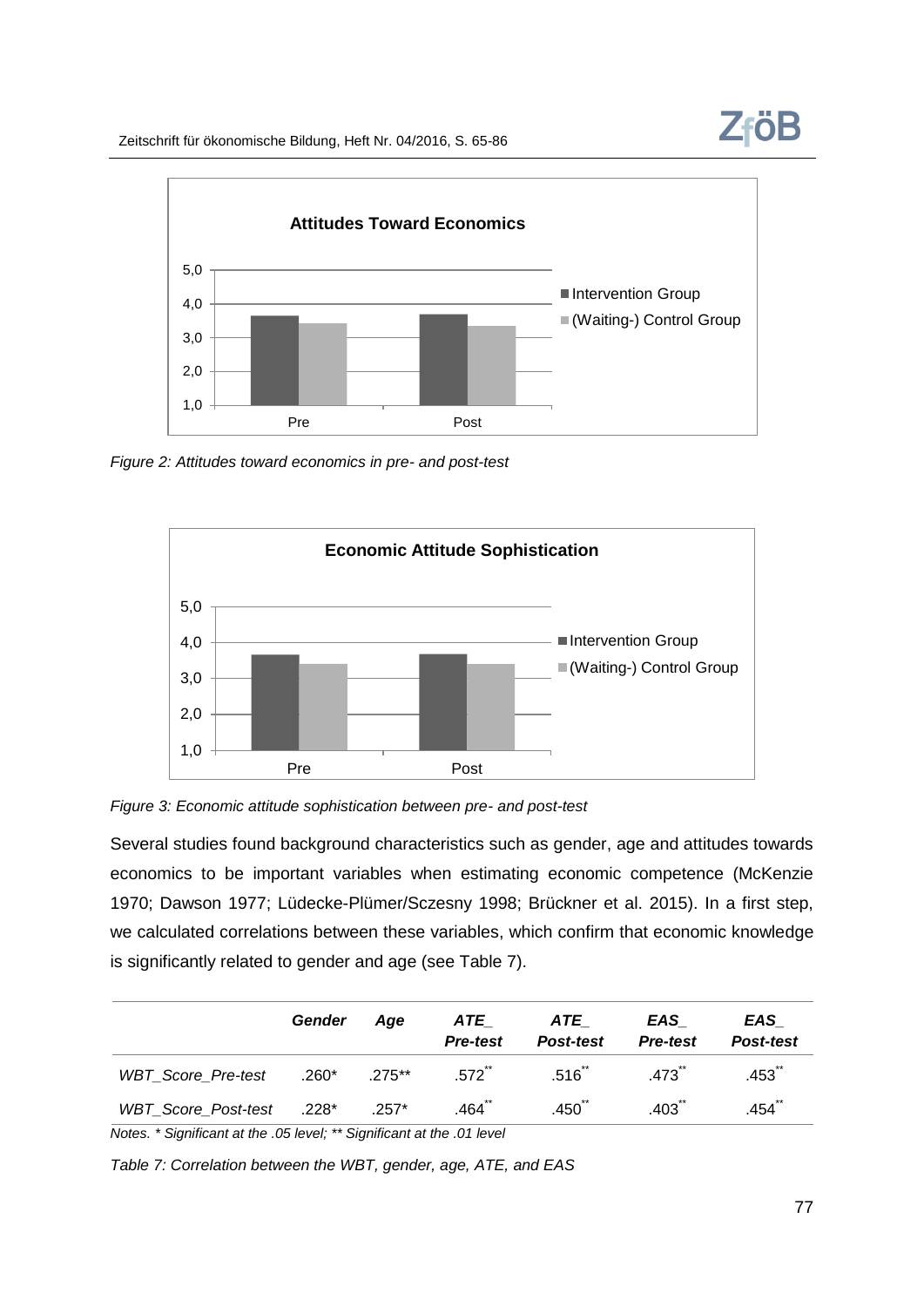*Figure 2: Attitudes toward economics in pre- and post-test*

*Figure 3: Economic attitude sophistication between pre- and post-test*

Several studies found background characteristics such as gender, age and attitudes towards economics to be important variables when estimating economic competence (McKenzie 1970; Dawson 1977; Lüdecke-Plümer/Sczesny 1998; Brückner et al. 2015). In a first step, we calculated correlations between these variables, which confirm that economic knowledge is significantly related to gender and age (see Table 7).

| | *Gender* | *Age* | *ATE_ Pre-test* | *ATE_ Post-test* | *EAS_ Pre-test* | *EAS_ Post-test* |
|---|---|---|---|---|---|---|
| *WBT_Score_Pre-test* | .260* | .275** | .572** | .516** | .473** | .453** |
| *WBT_Score_Post-test* | .228* | .257* | .464** | .450** | .403** | .454** |

*Notes. * Significant at the .05 level; ** Significant at the .01 level*

*Table 7: Correlation between the WBT, gender, age, ATE, and EAS*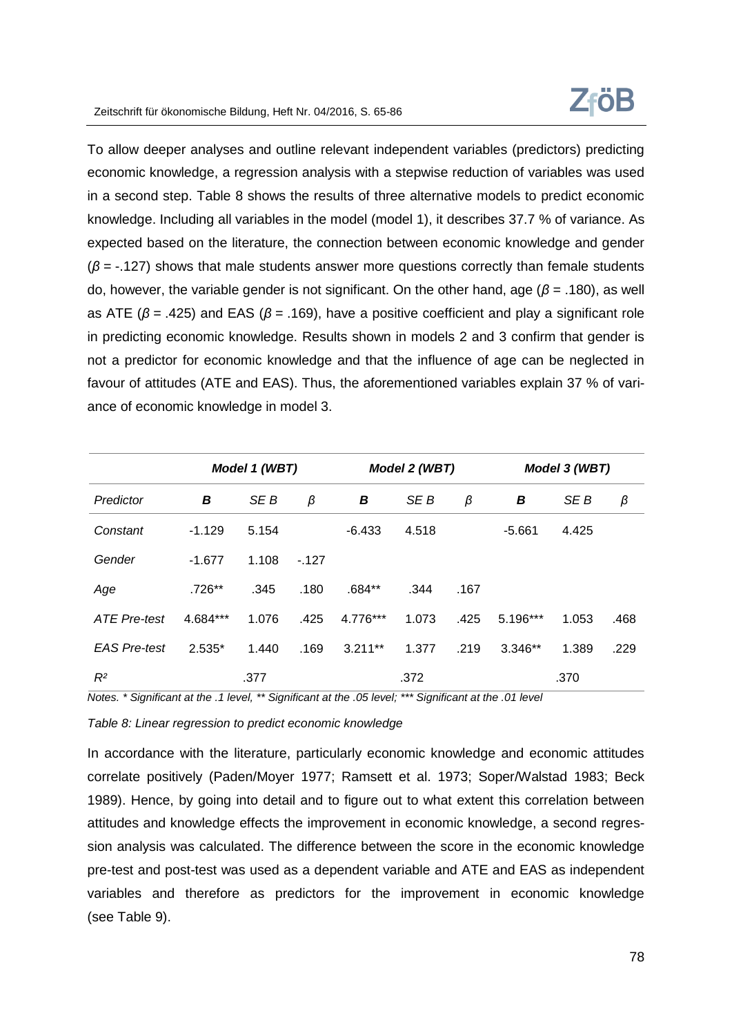To allow deeper analyses and outline relevant independent variables (predictors) predicting economic knowledge, a regression analysis with a stepwise reduction of variables was used in a second step. Table 8 shows the results of three alternative models to predict economic knowledge. Including all variables in the model (model 1), it describes 37.7 % of variance. As expected based on the literature, the connection between economic knowledge and gender ($\beta$ = -.127) shows that male students answer more questions correctly than female students do, however, the variable gender is not significant. On the other hand, age ($\beta$ = .180), as well as ATE ($\beta$ = .425) and EAS ($\beta$ = .169), have a positive coefficient and play a significant role in predicting economic knowledge. Results shown in models 2 and 3 confirm that gender is not a predictor for economic knowledge and that the influence of age can be neglected in favour of attitudes (ATE and EAS). Thus, the aforementioned variables explain 37 % of variance of economic knowledge in model 3.

| | ***Model 1 (WBT)*** | | | ***Model 2 (WBT)*** | | | ***Model 3 (WBT)*** | | |
|---|---|---|---|---|---|---|---|---|---|
| *Predictor* | ***B*** | *SE B* | *β* | ***B*** | *SE B* | *β* | ***B*** | *SE B* | *β* |
| *Constant* | -1.129 | 5.154 | | -6.433 | 4.518 | | -5.661 | 4.425 | |
| *Gender* | -1.677 | 1.108 | -.127 | | | | | | |
| *Age* | .726** | .345 | .180 | .684** | .344 | .167 | | | |
| *ATE Pre-test* | 4.684*** | 1.076 | .425 | 4.776*** | 1.073 | .425 | 5.196*** | 1.053 | .468 |
| *EAS Pre-test* | 2.535* | 1.440 | .169 | 3.211** | 1.377 | .219 | 3.346** | 1.389 | .229 |
| $R^2$ | | .377 | | | .372 | | | .370 | |

*Notes. * Significant at the .1 level, ** Significant at the .05 level; *** Significant at the .01 level*

*Table 8: Linear regression to predict economic knowledge*

In accordance with the literature, particularly economic knowledge and economic attitudes correlate positively (Paden/Moyer 1977; Ramsett et al. 1973; Soper/Walstad 1983; Beck 1989). Hence, by going into detail and to figure out to what extent this correlation between attitudes and knowledge effects the improvement in economic knowledge, a second regression analysis was calculated. The difference between the score in the economic knowledge pre-test and post-test was used as a dependent variable and ATE and EAS as independent variables and therefore as predictors for the improvement in economic knowledge (see Table 9).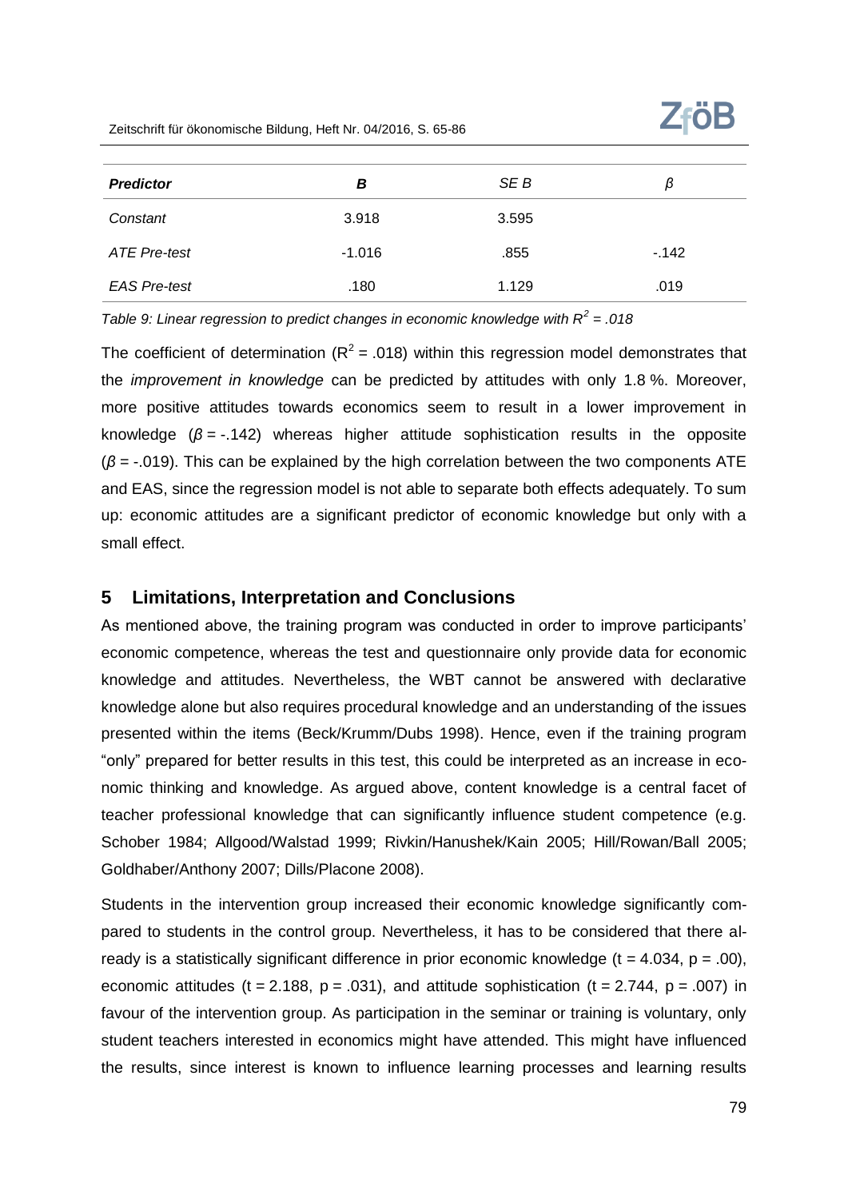| *Predictor* | *B* | *SE B* | *β* |
| --- | --- | --- | --- |
| *Constant* | 3.918 | 3.595 | |
| *ATE Pre-test* | -1.016 | .855 | -.142 |
| *EAS Pre-test* | .180 | 1.129 | .019 |

*Table 9: Linear regression to predict changes in economic knowledge with $R^2$ = .018*

The coefficient of determination ($R^2$ = .018) within this regression model demonstrates that the *improvement in knowledge* can be predicted by attitudes with only 1.8 %. Moreover, more positive attitudes towards economics seem to result in a lower improvement in knowledge ($\beta$ = -.142) whereas higher attitude sophistication results in the opposite ($\beta$ = -.019). This can be explained by the high correlation between the two components ATE and EAS, since the regression model is not able to separate both effects adequately. To sum up: economic attitudes are a significant predictor of economic knowledge but only with a small effect.

## 5 Limitations, Interpretation and Conclusions

As mentioned above, the training program was conducted in order to improve participants' economic competence, whereas the test and questionnaire only provide data for economic knowledge and attitudes. Nevertheless, the WBT cannot be answered with declarative knowledge alone but also requires procedural knowledge and an understanding of the issues presented within the items (Beck/Krumm/Dubs 1998). Hence, even if the training program "only" prepared for better results in this test, this could be interpreted as an increase in economic thinking and knowledge. As argued above, content knowledge is a central facet of teacher professional knowledge that can significantly influence student competence (e.g. Schober 1984; Allgood/Walstad 1999; Rivkin/Hanushek/Kain 2005; Hill/Rowan/Ball 2005; Goldhaber/Anthony 2007; Dills/Placone 2008).

Students in the intervention group increased their economic knowledge significantly compared to students in the control group. Nevertheless, it has to be considered that there already is a statistically significant difference in prior economic knowledge ($t = 4.034$, $p = .00$), economic attitudes ($t = 2.188$, $p = .031$), and attitude sophistication ($t = 2.744$, $p = .007$) in favour of the intervention group. As participation in the seminar or training is voluntary, only student teachers interested in economics might have attended. This might have influenced the results, since interest is known to influence learning processes and learning results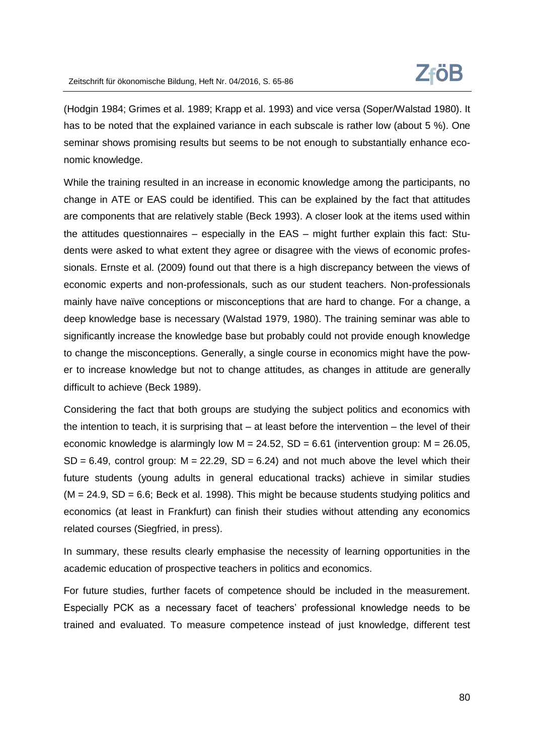(Hodgin 1984; Grimes et al. 1989; Krapp et al. 1993) and vice versa (Soper/Walstad 1980). It has to be noted that the explained variance in each subscale is rather low (about 5 %). One seminar shows promising results but seems to be not enough to substantially enhance economic knowledge.

While the training resulted in an increase in economic knowledge among the participants, no change in ATE or EAS could be identified. This can be explained by the fact that attitudes are components that are relatively stable (Beck 1993). A closer look at the items used within the attitudes questionnaires – especially in the EAS – might further explain this fact: Students were asked to what extent they agree or disagree with the views of economic professionals. Ernste et al. (2009) found out that there is a high discrepancy between the views of economic experts and non-professionals, such as our student teachers. Non-professionals mainly have naïve conceptions or misconceptions that are hard to change. For a change, a deep knowledge base is necessary (Walstad 1979, 1980). The training seminar was able to significantly increase the knowledge base but probably could not provide enough knowledge to change the misconceptions. Generally, a single course in economics might have the power to increase knowledge but not to change attitudes, as changes in attitude are generally difficult to achieve (Beck 1989).

Considering the fact that both groups are studying the subject politics and economics with the intention to teach, it is surprising that – at least before the intervention – the level of their economic knowledge is alarmingly low $M = 24.52$, $SD = 6.61$ (intervention group: $M = 26.05$, $SD = 6.49$, control group: $M = 22.29$, $SD = 6.24$) and not much above the level which their future students (young adults in general educational tracks) achieve in similar studies ($M = 24.9$, $SD = 6.6$; Beck et al. 1998). This might be because students studying politics and economics (at least in Frankfurt) can finish their studies without attending any economics related courses (Siegfried, in press).

In summary, these results clearly emphasise the necessity of learning opportunities in the academic education of prospective teachers in politics and economics.

For future studies, further facets of competence should be included in the measurement. Especially PCK as a necessary facet of teachers' professional knowledge needs to be trained and evaluated. To measure competence instead of just knowledge, different test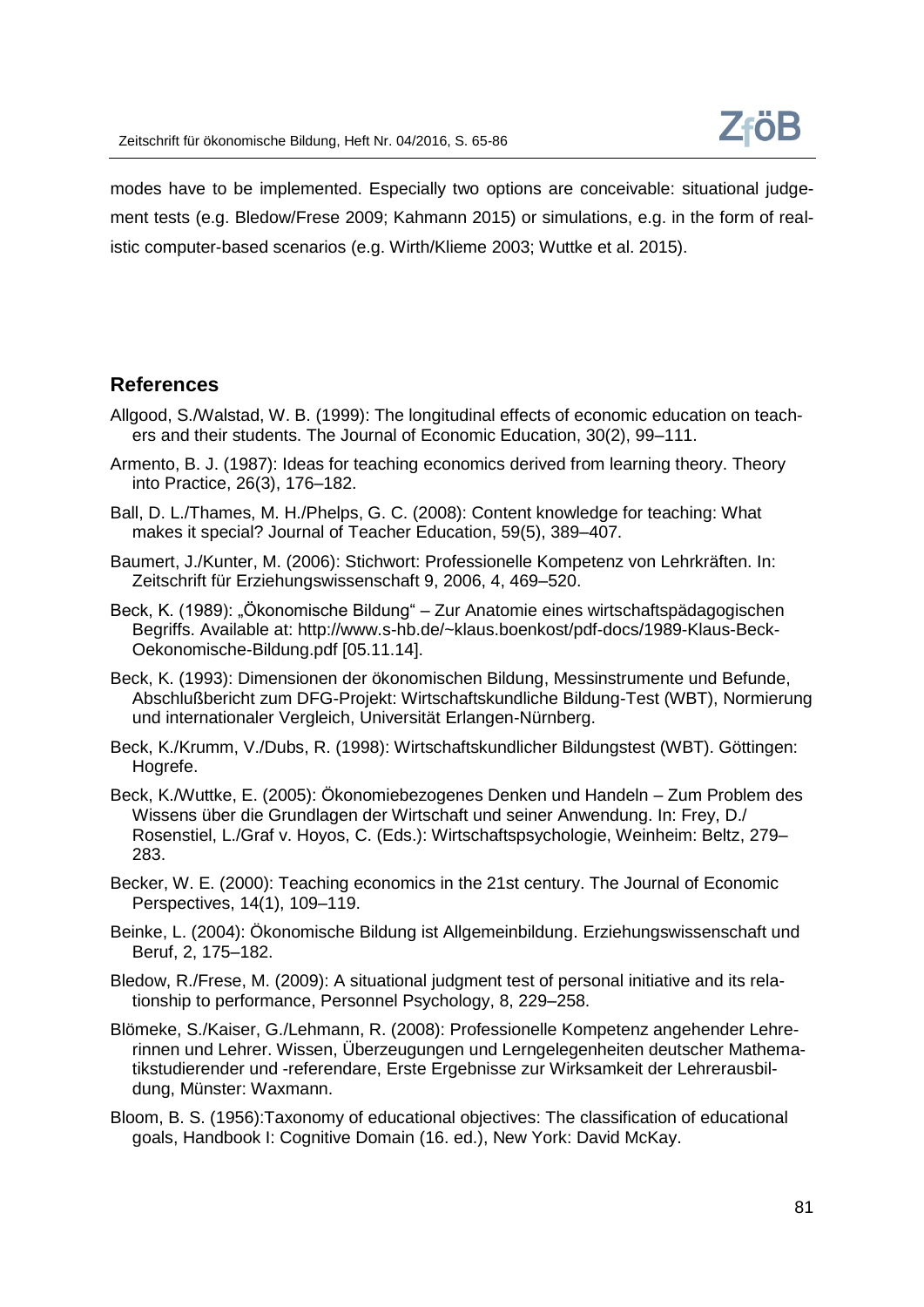modes have to be implemented. Especially two options are conceivable: situational judgement tests (e.g. Bledow/Frese 2009; Kahmann 2015) or simulations, e.g. in the form of realistic computer-based scenarios (e.g. Wirth/Klieme 2003; Wuttke et al. 2015).

## References

Allgood, S./Walstad, W. B. (1999): The longitudinal effects of economic education on teachers and their students. The Journal of Economic Education, 30(2), 99–111.

Armento, B. J. (1987): Ideas for teaching economics derived from learning theory. Theory into Practice, 26(3), 176–182.

Ball, D. L./Thames, M. H./Phelps, G. C. (2008): Content knowledge for teaching: What makes it special? Journal of Teacher Education, 59(5), 389–407.

Baumert, J./Kunter, M. (2006): Stichwort: Professionelle Kompetenz von Lehrkräften. In: Zeitschrift für Erziehungswissenschaft 9, 2006, 4, 469–520.

Beck, K. (1989): „Ökonomische Bildung" – Zur Anatomie eines wirtschaftspädagogischen Begriffs. Available at: http://www.s-hb.de/~klaus.boenkost/pdf-docs/1989-Klaus-Beck-Oekonomische-Bildung.pdf [05.11.14].

Beck, K. (1993): Dimensionen der ökonomischen Bildung, Messinstrumente und Befunde, Abschlußbericht zum DFG-Projekt: Wirtschaftskundliche Bildung-Test (WBT), Normierung und internationaler Vergleich, Universität Erlangen-Nürnberg.

Beck, K./Krumm, V./Dubs, R. (1998): Wirtschaftskundlicher Bildungstest (WBT). Göttingen: Hogrefe.

Beck, K./Wuttke, E. (2005): Ökonomiebezogenes Denken und Handeln – Zum Problem des Wissens über die Grundlagen der Wirtschaft und seiner Anwendung. In: Frey, D./ Rosenstiel, L./Graf v. Hoyos, C. (Eds.): Wirtschaftspsychologie, Weinheim: Beltz, 279–283.

Becker, W. E. (2000): Teaching economics in the 21st century. The Journal of Economic Perspectives, 14(1), 109–119.

Beinke, L. (2004): Ökonomische Bildung ist Allgemeinbildung. Erziehungswissenschaft und Beruf, 2, 175–182.

Bledow, R./Frese, M. (2009): A situational judgment test of personal initiative and its relationship to performance, Personnel Psychology, 8, 229–258.

Blömeke, S./Kaiser, G./Lehmann, R. (2008): Professionelle Kompetenz angehender Lehrerinnen und Lehrer. Wissen, Überzeugungen und Lerngelegenheiten deutscher Mathematikstudierender und -referendare, Erste Ergebnisse zur Wirksamkeit der Lehrerausbildung, Münster: Waxmann.

Bloom, B. S. (1956):Taxonomy of educational objectives: The classification of educational goals, Handbook I: Cognitive Domain (16. ed.), New York: David McKay.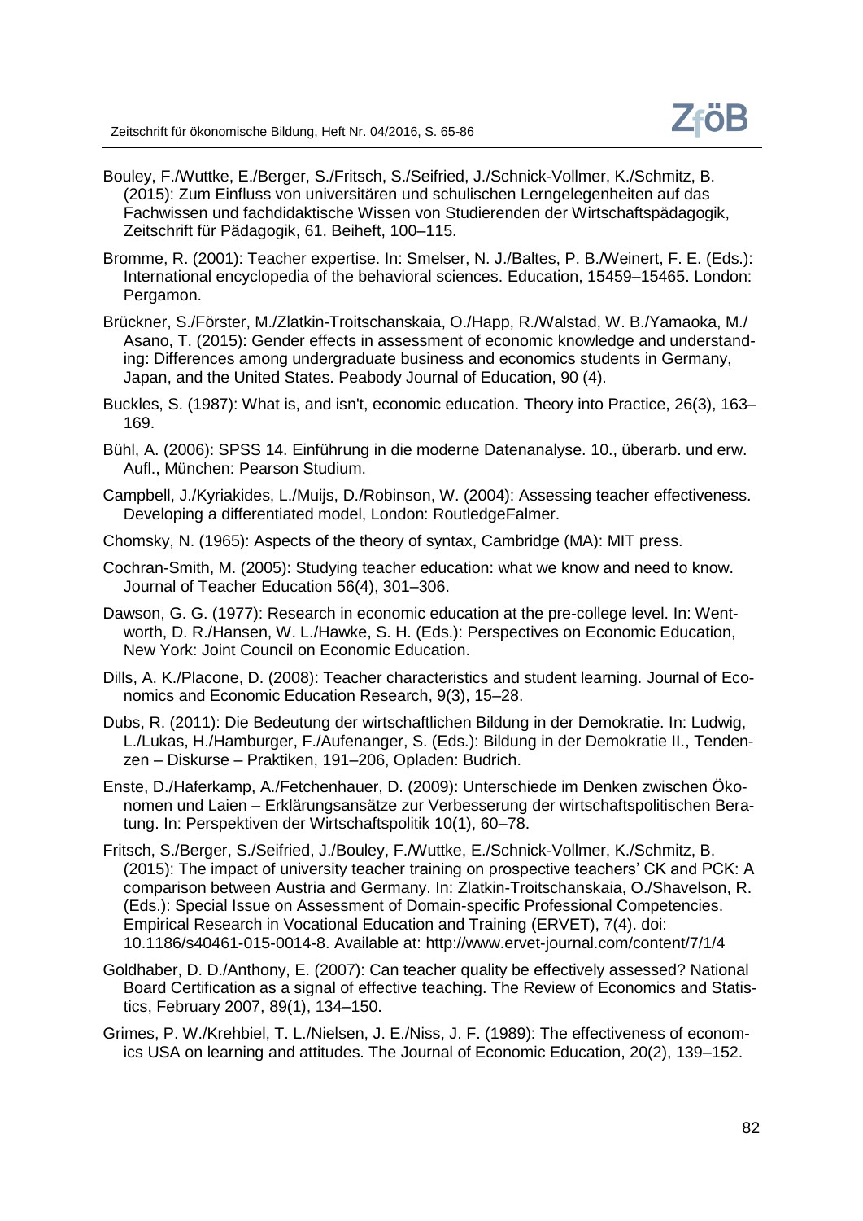Bouley, F./Wuttke, E./Berger, S./Fritsch, S./Seifried, J./Schnick-Vollmer, K./Schmitz, B. (2015): Zum Einfluss von universitären und schulischen Lerngelegenheiten auf das Fachwissen und fachdidaktische Wissen von Studierenden der Wirtschaftspädagogik, Zeitschrift für Pädagogik, 61. Beiheft, 100–115.

Bromme, R. (2001): Teacher expertise. In: Smelser, N. J./Baltes, P. B./Weinert, F. E. (Eds.): International encyclopedia of the behavioral sciences. Education, 15459–15465. London: Pergamon.

Brückner, S./Förster, M./Zlatkin-Troitschanskaia, O./Happ, R./Walstad, W. B./Yamaoka, M./ Asano, T. (2015): Gender effects in assessment of economic knowledge and understanding: Differences among undergraduate business and economics students in Germany, Japan, and the United States. Peabody Journal of Education, 90 (4).

Buckles, S. (1987): What is, and isn't, economic education. Theory into Practice, 26(3), 163–169.

Bühl, A. (2006): SPSS 14. Einführung in die moderne Datenanalyse. 10., überarb. und erw. Aufl., München: Pearson Studium.

Campbell, J./Kyriakides, L./Muijs, D./Robinson, W. (2004): Assessing teacher effectiveness. Developing a differentiated model, London: RoutledgeFalmer.

Chomsky, N. (1965): Aspects of the theory of syntax, Cambridge (MA): MIT press.

Cochran-Smith, M. (2005): Studying teacher education: what we know and need to know. Journal of Teacher Education 56(4), 301–306.

Dawson, G. G. (1977): Research in economic education at the pre-college level. In: Wentworth, D. R./Hansen, W. L./Hawke, S. H. (Eds.): Perspectives on Economic Education, New York: Joint Council on Economic Education.

Dills, A. K./Placone, D. (2008): Teacher characteristics and student learning. Journal of Economics and Economic Education Research, 9(3), 15–28.

Dubs, R. (2011): Die Bedeutung der wirtschaftlichen Bildung in der Demokratie. In: Ludwig, L./Lukas, H./Hamburger, F./Aufenanger, S. (Eds.): Bildung in der Demokratie II., Tendenzen – Diskurse – Praktiken, 191–206, Opladen: Budrich.

Enste, D./Haferkamp, A./Fetchenhauer, D. (2009): Unterschiede im Denken zwischen Ökonomen und Laien – Erklärungsansätze zur Verbesserung der wirtschaftspolitischen Beratung. In: Perspektiven der Wirtschaftspolitik 10(1), 60–78.

Fritsch, S./Berger, S./Seifried, J./Bouley, F./Wuttke, E./Schnick-Vollmer, K./Schmitz, B. (2015): The impact of university teacher training on prospective teachers' CK and PCK: A comparison between Austria and Germany. In: Zlatkin-Troitschanskaia, O./Shavelson, R. (Eds.): Special Issue on Assessment of Domain-specific Professional Competencies. Empirical Research in Vocational Education and Training (ERVET), 7(4). doi: 10.1186/s40461-015-0014-8. Available at: http://www.ervet-journal.com/content/7/1/4

Goldhaber, D. D./Anthony, E. (2007): Can teacher quality be effectively assessed? National Board Certification as a signal of effective teaching. The Review of Economics and Statistics, February 2007, 89(1), 134–150.

Grimes, P. W./Krehbiel, T. L./Nielsen, J. E./Niss, J. F. (1989): The effectiveness of economics USA on learning and attitudes. The Journal of Economic Education, 20(2), 139–152.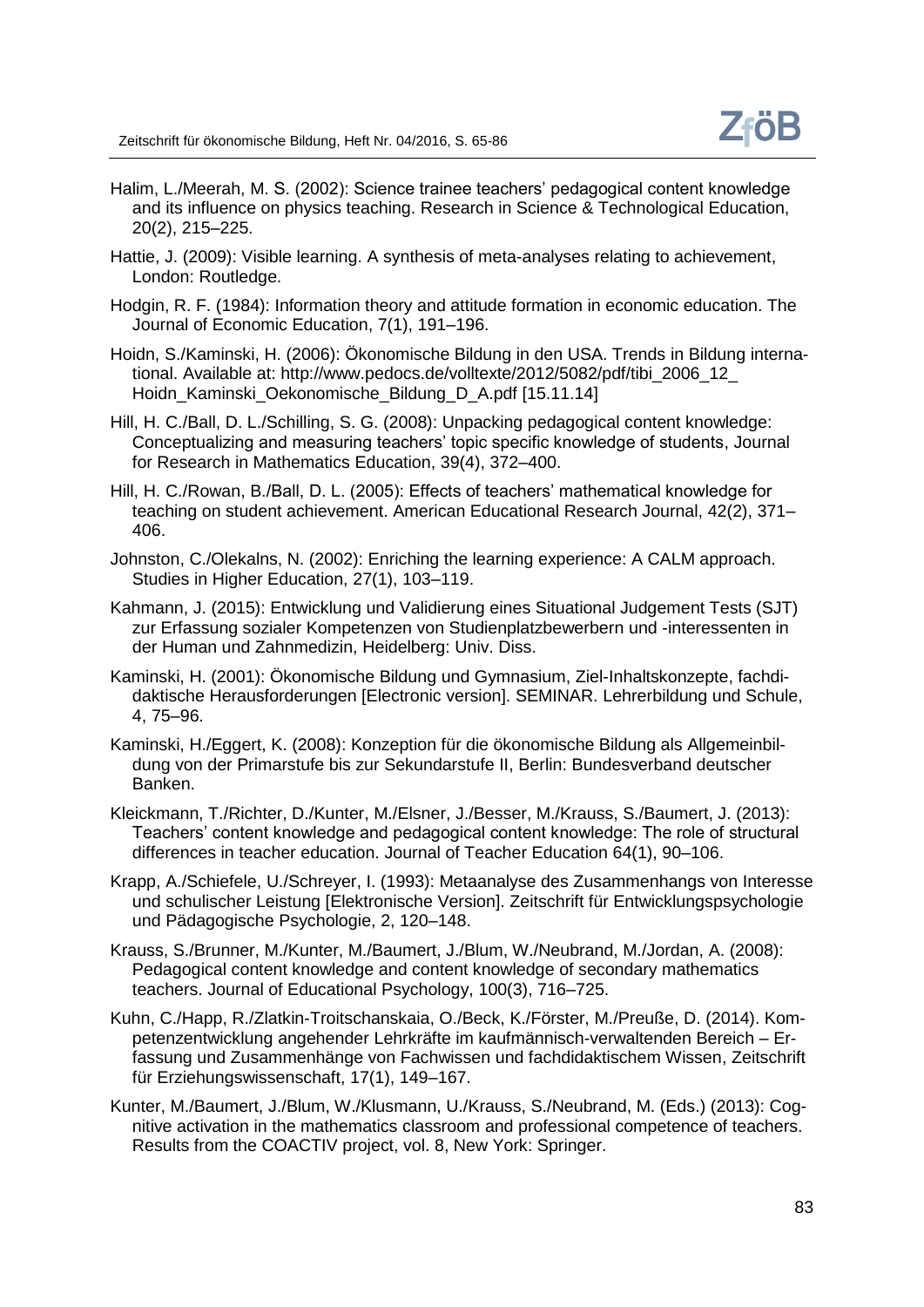Halim, L./Meerah, M. S. (2002): Science trainee teachers' pedagogical content knowledge and its influence on physics teaching. Research in Science & Technological Education, 20(2), 215–225.

Hattie, J. (2009): Visible learning. A synthesis of meta-analyses relating to achievement, London: Routledge.

Hodgin, R. F. (1984): Information theory and attitude formation in economic education. The Journal of Economic Education, 7(1), 191–196.

Hoidn, S./Kaminski, H. (2006): Ökonomische Bildung in den USA. Trends in Bildung international. Available at: http://www.pedocs.de/volltexte/2012/5082/pdf/tibi_2006_12_Hoidn_Kaminski_Oekonomische_Bildung_D_A.pdf [15.11.14]

Hill, H. C./Ball, D. L./Schilling, S. G. (2008): Unpacking pedagogical content knowledge: Conceptualizing and measuring teachers' topic specific knowledge of students, Journal for Research in Mathematics Education, 39(4), 372–400.

Hill, H. C./Rowan, B./Ball, D. L. (2005): Effects of teachers' mathematical knowledge for teaching on student achievement. American Educational Research Journal, 42(2), 371–406.

Johnston, C./Olekalns, N. (2002): Enriching the learning experience: A CALM approach. Studies in Higher Education, 27(1), 103–119.

Kahmann, J. (2015): Entwicklung und Validierung eines Situational Judgement Tests (SJT) zur Erfassung sozialer Kompetenzen von Studienplatzbewerbern und -interessenten in der Human und Zahnmedizin, Heidelberg: Univ. Diss.

Kaminski, H. (2001): Ökonomische Bildung und Gymnasium, Ziel-Inhaltskonzepte, fachdidaktische Herausforderungen [Electronic version]. SEMINAR. Lehrerbildung und Schule, 4, 75–96.

Kaminski, H./Eggert, K. (2008): Konzeption für die ökonomische Bildung als Allgemeinbildung von der Primarstufe bis zur Sekundarstufe II, Berlin: Bundesverband deutscher Banken.

Kleickmann, T./Richter, D./Kunter, M./Elsner, J./Besser, M./Krauss, S./Baumert, J. (2013): Teachers' content knowledge and pedagogical content knowledge: The role of structural differences in teacher education. Journal of Teacher Education 64(1), 90–106.

Krapp, A./Schiefele, U./Schreyer, I. (1993): Metaanalyse des Zusammenhangs von Interesse und schulischer Leistung [Elektronische Version]. Zeitschrift für Entwicklungspsychologie und Pädagogische Psychologie, 2, 120–148.

Krauss, S./Brunner, M./Kunter, M./Baumert, J./Blum, W./Neubrand, M./Jordan, A. (2008): Pedagogical content knowledge and content knowledge of secondary mathematics teachers. Journal of Educational Psychology, 100(3), 716–725.

Kuhn, C./Happ, R./Zlatkin-Troitschanskaia, O./Beck, K./Förster, M./Preuße, D. (2014). Kompetenzentwicklung angehender Lehrkräfte im kaufmännisch-verwaltenden Bereich – Erfassung und Zusammenhänge von Fachwissen und fachdidaktischem Wissen, Zeitschrift für Erziehungswissenschaft, 17(1), 149–167.

Kunter, M./Baumert, J./Blum, W./Klusmann, U./Krauss, S./Neubrand, M. (Eds.) (2013): Cognitive activation in the mathematics classroom and professional competence of teachers. Results from the COACTIV project, vol. 8, New York: Springer.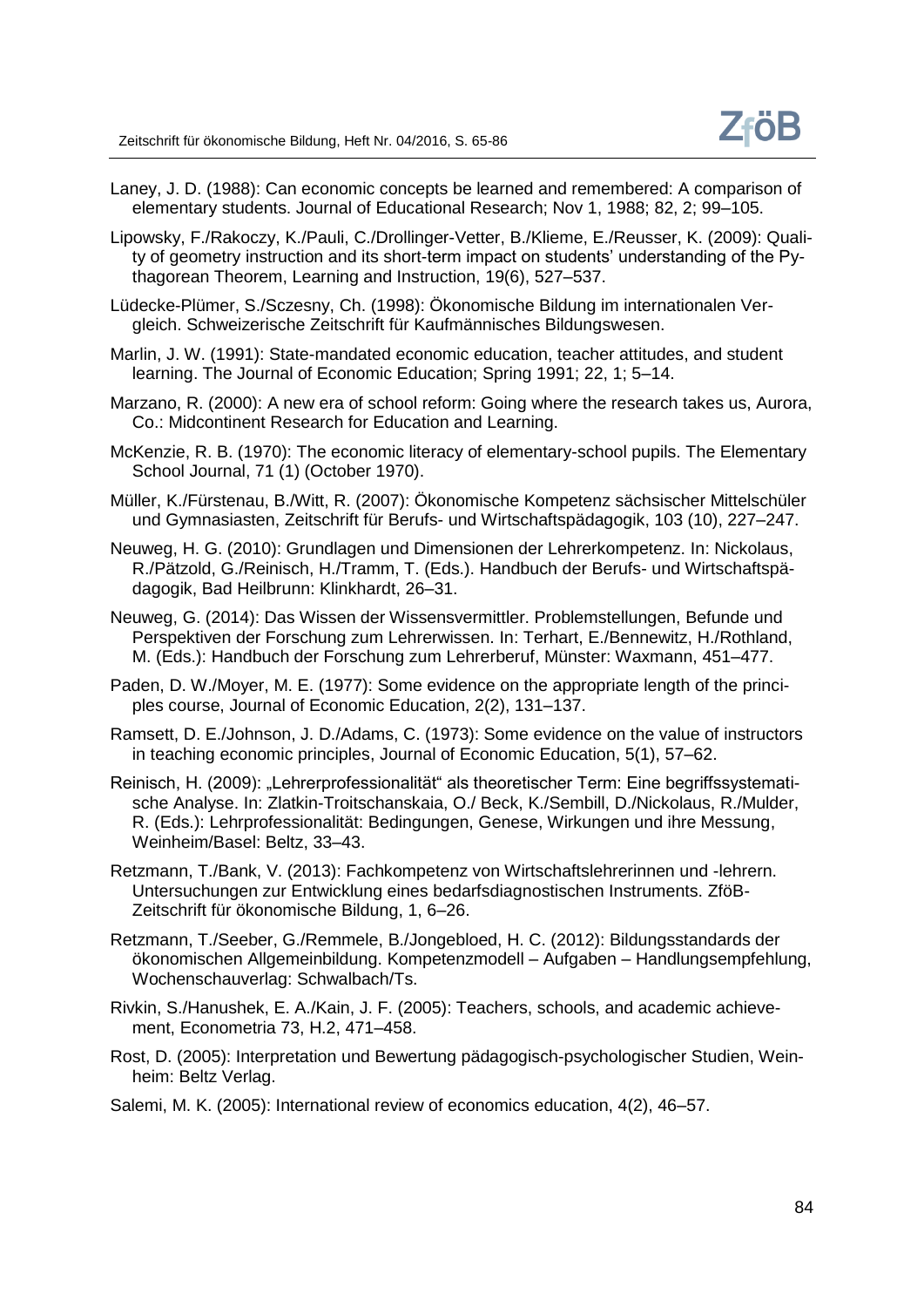Laney, J. D. (1988): Can economic concepts be learned and remembered: A comparison of elementary students. Journal of Educational Research; Nov 1, 1988; 82, 2; 99–105.

Lipowsky, F./Rakoczy, K./Pauli, C./Drollinger-Vetter, B./Klieme, E./Reusser, K. (2009): Quality of geometry instruction and its short-term impact on students' understanding of the Pythagorean Theorem, Learning and Instruction, 19(6), 527–537.

Lüdecke-Plümer, S./Sczesny, Ch. (1998): Ökonomische Bildung im internationalen Vergleich. Schweizerische Zeitschrift für Kaufmännisches Bildungswesen.

Marlin, J. W. (1991): State-mandated economic education, teacher attitudes, and student learning. The Journal of Economic Education; Spring 1991; 22, 1; 5–14.

Marzano, R. (2000): A new era of school reform: Going where the research takes us, Aurora, Co.: Midcontinent Research for Education and Learning.

McKenzie, R. B. (1970): The economic literacy of elementary-school pupils. The Elementary School Journal, 71 (1) (October 1970).

Müller, K./Fürstenau, B./Witt, R. (2007): Ökonomische Kompetenz sächsischer Mittelschüler und Gymnasiasten, Zeitschrift für Berufs- und Wirtschaftspädagogik, 103 (10), 227–247.

Neuweg, H. G. (2010): Grundlagen und Dimensionen der Lehrerkompetenz. In: Nickolaus, R./Pätzold, G./Reinisch, H./Tramm, T. (Eds.). Handbuch der Berufs- und Wirtschaftspädagogik, Bad Heilbrunn: Klinkhardt, 26–31.

Neuweg, G. (2014): Das Wissen der Wissensvermittler. Problemstellungen, Befunde und Perspektiven der Forschung zum Lehrerwissen. In: Terhart, E./Bennewitz, H./Rothland, M. (Eds.): Handbuch der Forschung zum Lehrerberuf, Münster: Waxmann, 451–477.

Paden, D. W./Moyer, M. E. (1977): Some evidence on the appropriate length of the principles course, Journal of Economic Education, 2(2), 131–137.

Ramsett, D. E./Johnson, J. D./Adams, C. (1973): Some evidence on the value of instructors in teaching economic principles, Journal of Economic Education, 5(1), 57–62.

Reinisch, H. (2009): „Lehrerprofessionalität" als theoretischer Term: Eine begriffssystematische Analyse. In: Zlatkin-Troitschanskaia, O./ Beck, K./Sembill, D./Nickolaus, R./Mulder, R. (Eds.): Lehrprofessionalität: Bedingungen, Genese, Wirkungen und ihre Messung, Weinheim/Basel: Beltz, 33–43.

Retzmann, T./Bank, V. (2013): Fachkompetenz von Wirtschaftslehrerinnen und -lehrern. Untersuchungen zur Entwicklung eines bedarfsdiagnostischen Instruments. ZföB-Zeitschrift für ökonomische Bildung, 1, 6–26.

Retzmann, T./Seeber, G./Remmele, B./Jongebloed, H. C. (2012): Bildungsstandards der ökonomischen Allgemeinbildung. Kompetenzmodell – Aufgaben – Handlungsempfehlung, Wochenschauverlag: Schwalbach/Ts.

Rivkin, S./Hanushek, E. A./Kain, J. F. (2005): Teachers, schools, and academic achievement, Econometria 73, H.2, 471–458.

Rost, D. (2005): Interpretation und Bewertung pädagogisch-psychologischer Studien, Weinheim: Beltz Verlag.

Salemi, M. K. (2005): International review of economics education, 4(2), 46–57.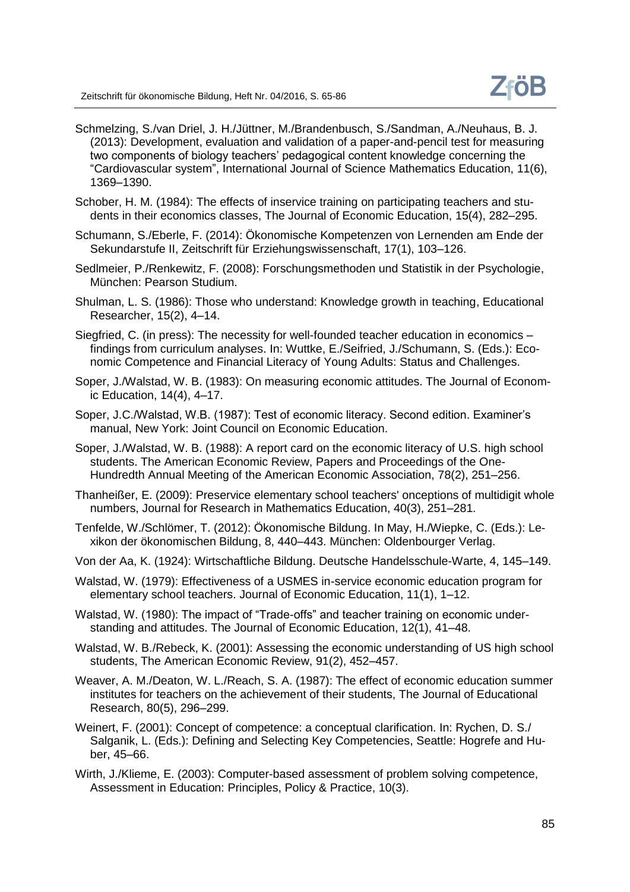Schmelzing, S./van Driel, J. H./Jüttner, M./Brandenbusch, S./Sandman, A./Neuhaus, B. J. (2013): Development, evaluation and validation of a paper-and-pencil test for measuring two components of biology teachers' pedagogical content knowledge concerning the "Cardiovascular system", International Journal of Science Mathematics Education, 11(6), 1369–1390.

Schober, H. M. (1984): The effects of inservice training on participating teachers and students in their economics classes, The Journal of Economic Education, 15(4), 282–295.

Schumann, S./Eberle, F. (2014): Ökonomische Kompetenzen von Lernenden am Ende der Sekundarstufe II, Zeitschrift für Erziehungswissenschaft, 17(1), 103–126.

Sedlmeier, P./Renkewitz, F. (2008): Forschungsmethoden und Statistik in der Psychologie, München: Pearson Studium.

Shulman, L. S. (1986): Those who understand: Knowledge growth in teaching, Educational Researcher, 15(2), 4–14.

Siegfried, C. (in press): The necessity for well-founded teacher education in economics – findings from curriculum analyses. In: Wuttke, E./Seifried, J./Schumann, S. (Eds.): Economic Competence and Financial Literacy of Young Adults: Status and Challenges.

Soper, J./Walstad, W. B. (1983): On measuring economic attitudes. The Journal of Economic Education, 14(4), 4–17.

Soper, J.C./Walstad, W.B. (1987): Test of economic literacy. Second edition. Examiner's manual, New York: Joint Council on Economic Education.

Soper, J./Walstad, W. B. (1988): A report card on the economic literacy of U.S. high school students. The American Economic Review, Papers and Proceedings of the One-Hundredth Annual Meeting of the American Economic Association, 78(2), 251–256.

Thanheißer, E. (2009): Preservice elementary school teachers' onceptions of multidigit whole numbers, Journal for Research in Mathematics Education, 40(3), 251–281.

Tenfelde, W./Schlömer, T. (2012): Ökonomische Bildung. In May, H./Wiepke, C. (Eds.): Lexikon der ökonomischen Bildung, 8, 440–443. München: Oldenbourger Verlag.

Von der Aa, K. (1924): Wirtschaftliche Bildung. Deutsche Handelsschule-Warte, 4, 145–149.

Walstad, W. (1979): Effectiveness of a USMES in-service economic education program for elementary school teachers. Journal of Economic Education, 11(1), 1–12.

Walstad, W. (1980): The impact of "Trade-offs" and teacher training on economic understanding and attitudes. The Journal of Economic Education, 12(1), 41–48.

Walstad, W. B./Rebeck, K. (2001): Assessing the economic understanding of US high school students, The American Economic Review, 91(2), 452–457.

Weaver, A. M./Deaton, W. L./Reach, S. A. (1987): The effect of economic education summer institutes for teachers on the achievement of their students, The Journal of Educational Research, 80(5), 296–299.

Weinert, F. (2001): Concept of competence: a conceptual clarification. In: Rychen, D. S./Salganik, L. (Eds.): Defining and Selecting Key Competencies, Seattle: Hogrefe and Huber, 45–66.

Wirth, J./Klieme, E. (2003): Computer-based assessment of problem solving competence, Assessment in Education: Principles, Policy & Practice, 10(3).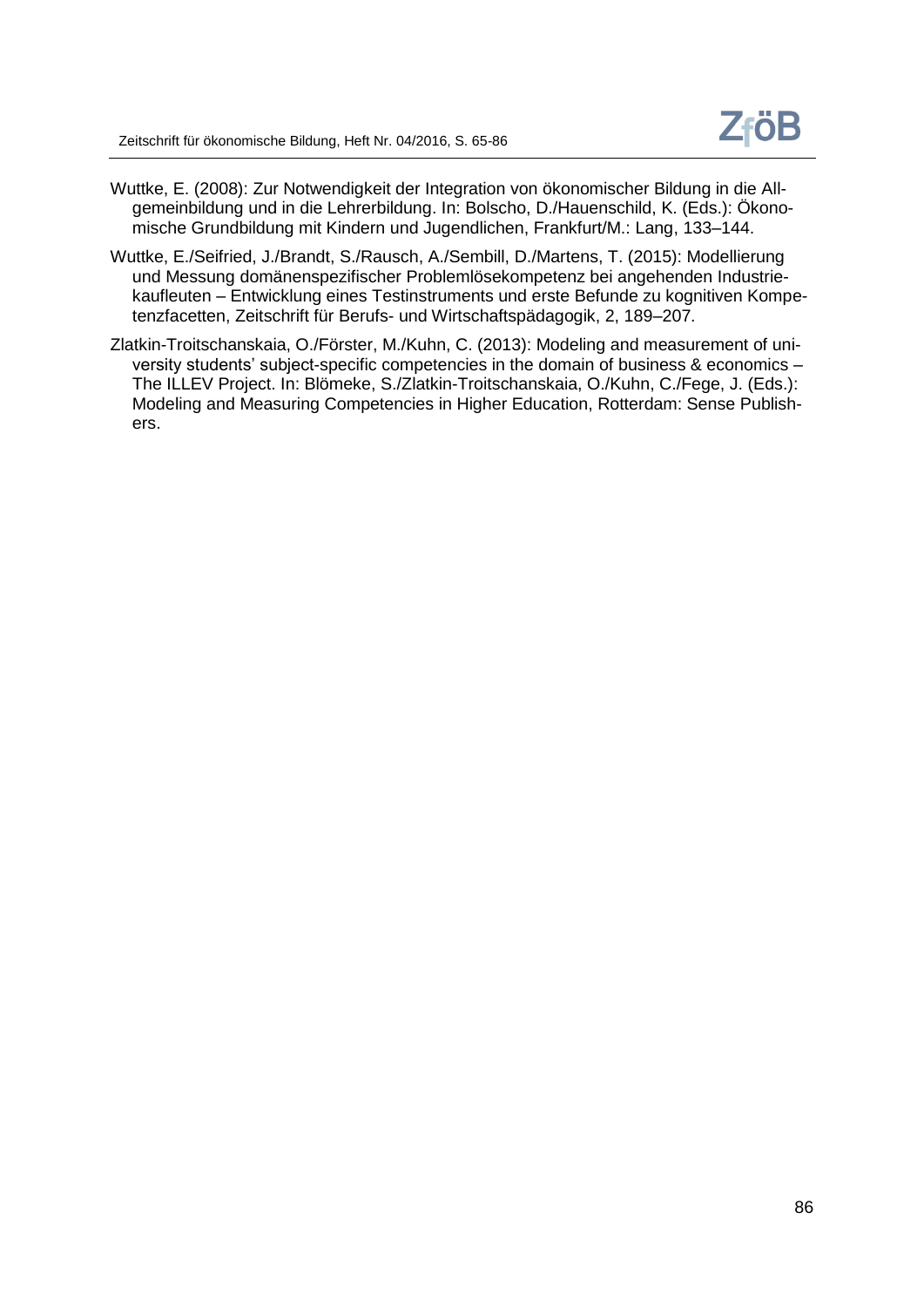Wuttke, E. (2008): Zur Notwendigkeit der Integration von ökonomischer Bildung in die Allgemeinbildung und in die Lehrerbildung. In: Bolscho, D./Hauenschild, K. (Eds.): Ökonomische Grundbildung mit Kindern und Jugendlichen, Frankfurt/M.: Lang, 133–144.

Wuttke, E./Seifried, J./Brandt, S./Rausch, A./Sembill, D./Martens, T. (2015): Modellierung und Messung domänenspezifischer Problemlösekompetenz bei angehenden Industriekaufleuten – Entwicklung eines Testinstruments und erste Befunde zu kognitiven Kompetenzfacetten, Zeitschrift für Berufs- und Wirtschaftspädagogik, 2, 189–207.

Zlatkin-Troitschanskaia, O./Förster, M./Kuhn, C. (2013): Modeling and measurement of university students' subject-specific competencies in the domain of business & economics – The ILLEV Project. In: Blömeke, S./Zlatkin-Troitschanskaia, O./Kuhn, C./Fege, J. (Eds.): Modeling and Measuring Competencies in Higher Education, Rotterdam: Sense Publishers.